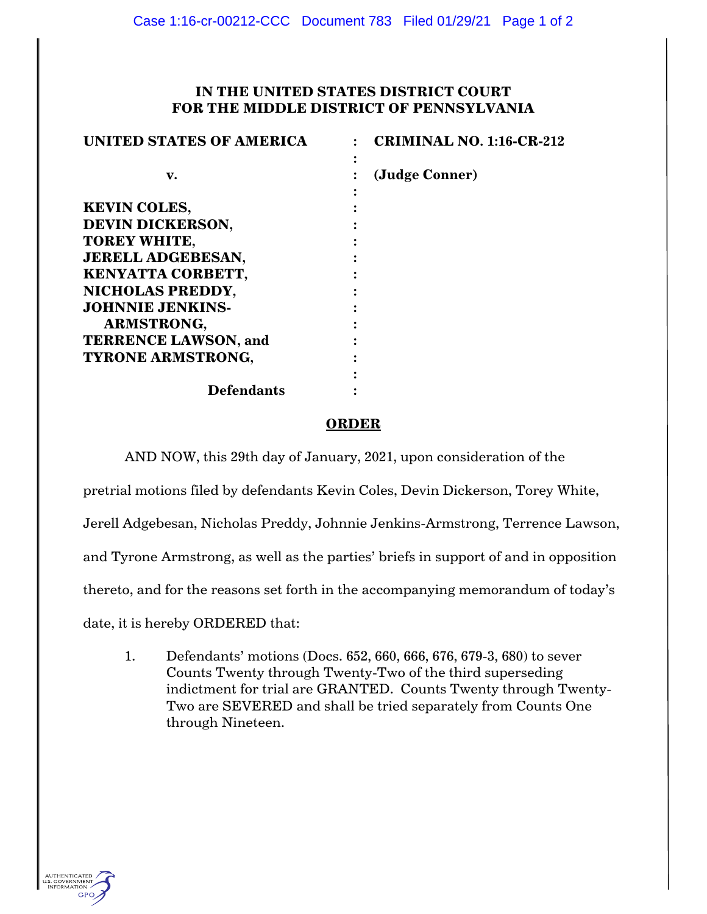**IN THE UNITED STATES DISTRICT COURT**
**FOR THE MIDDLE DISTRICT OF PENNSYLVANIA**

| | | |
|---|---|---|
| **UNITED STATES OF AMERICA** | : | **CRIMINAL NO. 1:16-CR-212** |
| | : | |
| **v.** | : | **(Judge Conner)** |
| | : | |
| **KEVIN COLES,** | : | |
| **DEVIN DICKERSON,** | : | |
| **TOREY WHITE,** | : | |
| **JERELL ADGEBESAN,** | : | |
| **KENYATTA CORBETT,** | : | |
| **NICHOLAS PREDDY,** | : | |
| **JOHNNIE JENKINS-ARMSTRONG,** | : | |
| **TERRENCE LAWSON, and** | : | |
| **TYRONE ARMSTRONG,** | : | |
| | : | |
| **Defendants** | : | |

**ORDER**

AND NOW, this 29th day of January, 2021, upon consideration of the pretrial motions filed by defendants Kevin Coles, Devin Dickerson, Torey White, Jerell Adgebesan, Nicholas Preddy, Johnnie Jenkins-Armstrong, Terrence Lawson, and Tyrone Armstrong, as well as the parties' briefs in support of and in opposition thereto, and for the reasons set forth in the accompanying memorandum of today's date, it is hereby ORDERED that:

1. Defendants' motions (Docs. 652, 660, 666, 676, 679-3, 680) to sever Counts Twenty through Twenty-Two of the third superseding indictment for trial are GRANTED. Counts Twenty through Twenty-Two are SEVERED and shall be tried separately from Counts One through Nineteen.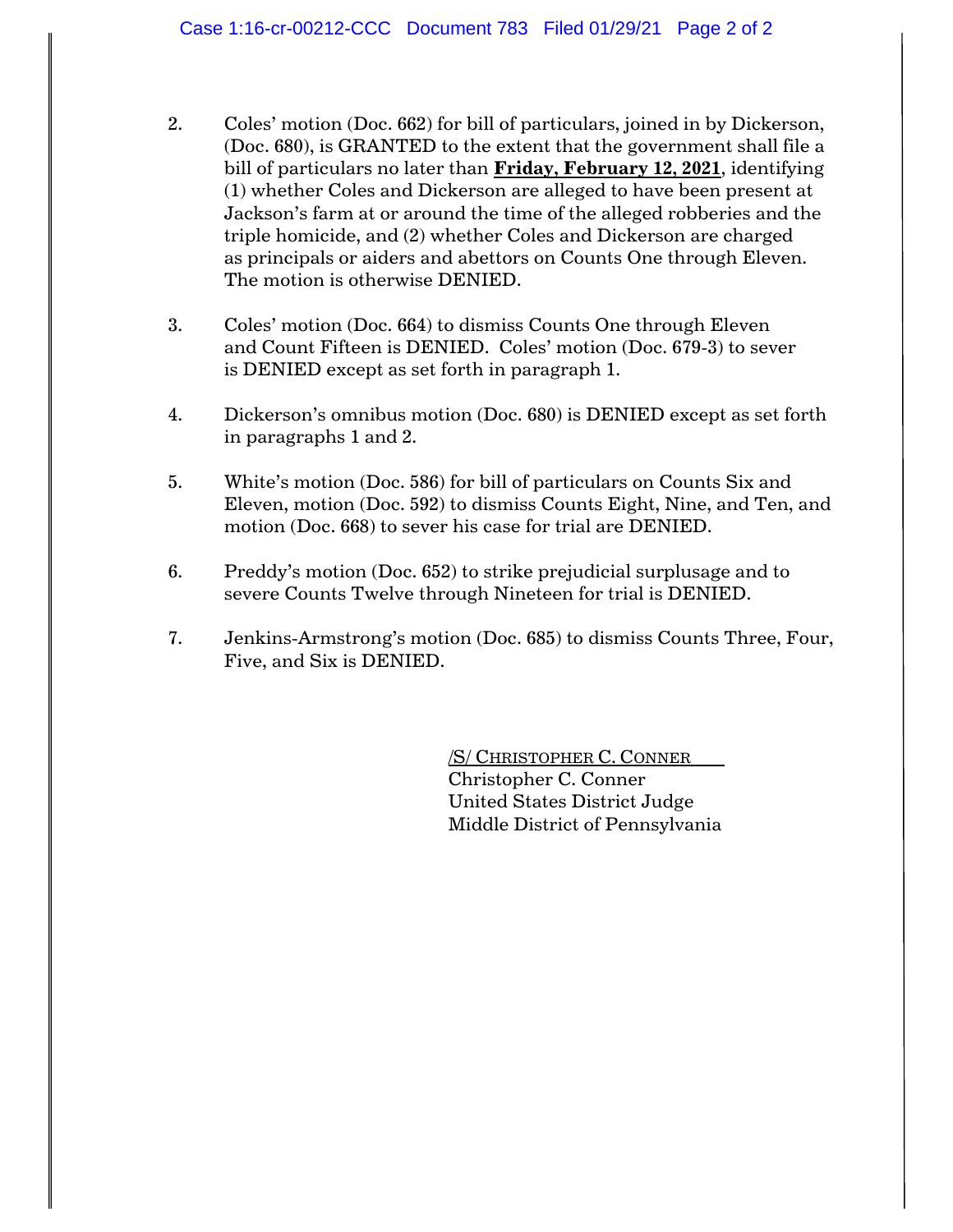2. Coles' motion (Doc. 662) for bill of particulars, joined in by Dickerson, (Doc. 680), is GRANTED to the extent that the government shall file a bill of particulars no later than **Friday, February 12, 2021**, identifying (1) whether Coles and Dickerson are alleged to have been present at Jackson's farm at or around the time of the alleged robberies and the triple homicide, and (2) whether Coles and Dickerson are charged as principals or aiders and abettors on Counts One through Eleven. The motion is otherwise DENIED.

3. Coles' motion (Doc. 664) to dismiss Counts One through Eleven and Count Fifteen is DENIED. Coles' motion (Doc. 679-3) to sever is DENIED except as set forth in paragraph 1.

4. Dickerson's omnibus motion (Doc. 680) is DENIED except as set forth in paragraphs 1 and 2.

5. White's motion (Doc. 586) for bill of particulars on Counts Six and Eleven, motion (Doc. 592) to dismiss Counts Eight, Nine, and Ten, and motion (Doc. 668) to sever his case for trial are DENIED.

6. Preddy's motion (Doc. 652) to strike prejudicial surplusage and to severe Counts Twelve through Nineteen for trial is DENIED.

7. Jenkins-Armstrong's motion (Doc. 685) to dismiss Counts Three, Four, Five, and Six is DENIED.

/S/ CHRISTOPHER C. CONNER
Christopher C. Conner
United States District Judge
Middle District of Pennsylvania